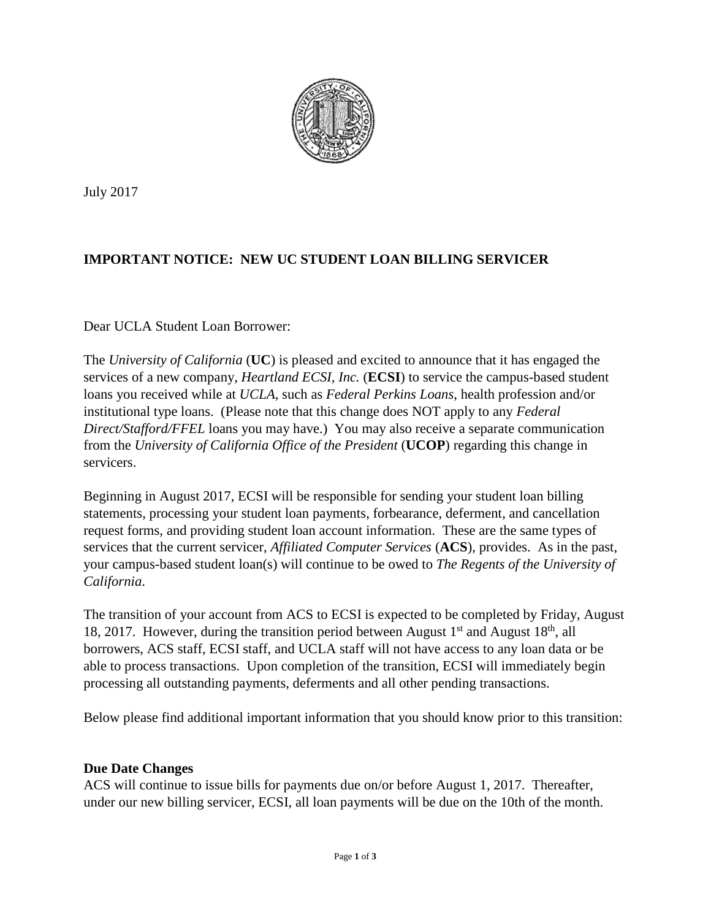July 2017

**IMPORTANT NOTICE: NEW UC STUDENT LOAN BILLING SERVICER**

Dear UCLA Student Loan Borrower:

The *University of California* (**UC**) is pleased and excited to announce that it has engaged the services of a new company, *Heartland ECSI, Inc.* (**ECSI**) to service the campus-based student loans you received while at *UCLA*, such as *Federal Perkins Loans*, health profession and/or institutional type loans. (Please note that this change does NOT apply to any *Federal Direct/Stafford/FFEL* loans you may have.) You may also receive a separate communication from the *University of California Office of the President* (**UCOP**) regarding this change in servicers.

Beginning in August 2017, ECSI will be responsible for sending your student loan billing statements, processing your student loan payments, forbearance, deferment, and cancellation request forms, and providing student loan account information. These are the same types of services that the current servicer, *Affiliated Computer Services* (**ACS**), provides. As in the past, your campus-based student loan(s) will continue to be owed to *The Regents of the University of California*.

The transition of your account from ACS to ECSI is expected to be completed by Friday, August 18, 2017. However, during the transition period between August 1st and August 18th, all borrowers, ACS staff, ECSI staff, and UCLA staff will not have access to any loan data or be able to process transactions. Upon completion of the transition, ECSI will immediately begin processing all outstanding payments, deferments and all other pending transactions.

Below please find additional important information that you should know prior to this transition:

**Due Date Changes**

ACS will continue to issue bills for payments due on/or before August 1, 2017. Thereafter, under our new billing servicer, ECSI, all loan payments will be due on the 10th of the month.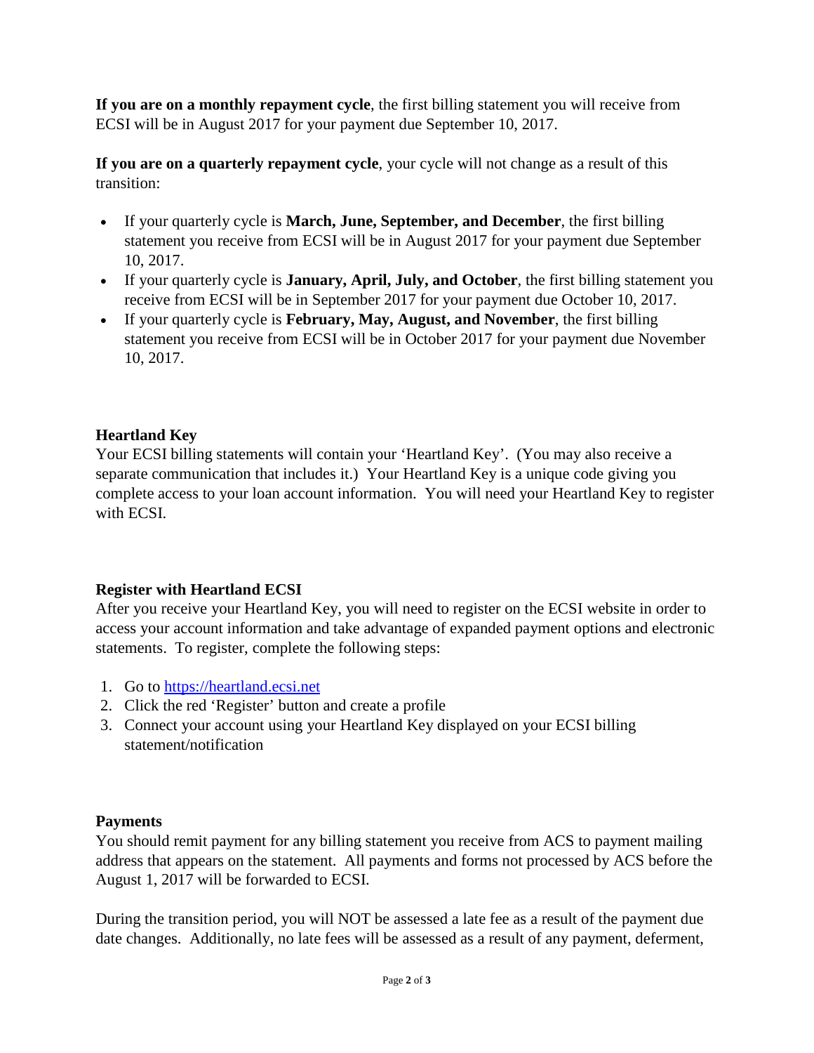**If you are on a monthly repayment cycle**, the first billing statement you will receive from ECSI will be in August 2017 for your payment due September 10, 2017.

**If you are on a quarterly repayment cycle**, your cycle will not change as a result of this transition:

- If your quarterly cycle is **March, June, September, and December**, the first billing statement you receive from ECSI will be in August 2017 for your payment due September 10, 2017.
- If your quarterly cycle is **January, April, July, and October**, the first billing statement you receive from ECSI will be in September 2017 for your payment due October 10, 2017.
- If your quarterly cycle is **February, May, August, and November**, the first billing statement you receive from ECSI will be in October 2017 for your payment due November 10, 2017.

### Heartland Key

Your ECSI billing statements will contain your 'Heartland Key'. (You may also receive a separate communication that includes it.) Your Heartland Key is a unique code giving you complete access to your loan account information. You will need your Heartland Key to register with ECSI.

### Register with Heartland ECSI

After you receive your Heartland Key, you will need to register on the ECSI website in order to access your account information and take advantage of expanded payment options and electronic statements. To register, complete the following steps:

1. Go to [https://heartland.ecsi.net](https://heartland.ecsi.net)
2. Click the red 'Register' button and create a profile
3. Connect your account using your Heartland Key displayed on your ECSI billing statement/notification

### Payments

You should remit payment for any billing statement you receive from ACS to payment mailing address that appears on the statement. All payments and forms not processed by ACS before the August 1, 2017 will be forwarded to ECSI.

During the transition period, you will NOT be assessed a late fee as a result of the payment due date changes. Additionally, no late fees will be assessed as a result of any payment, deferment,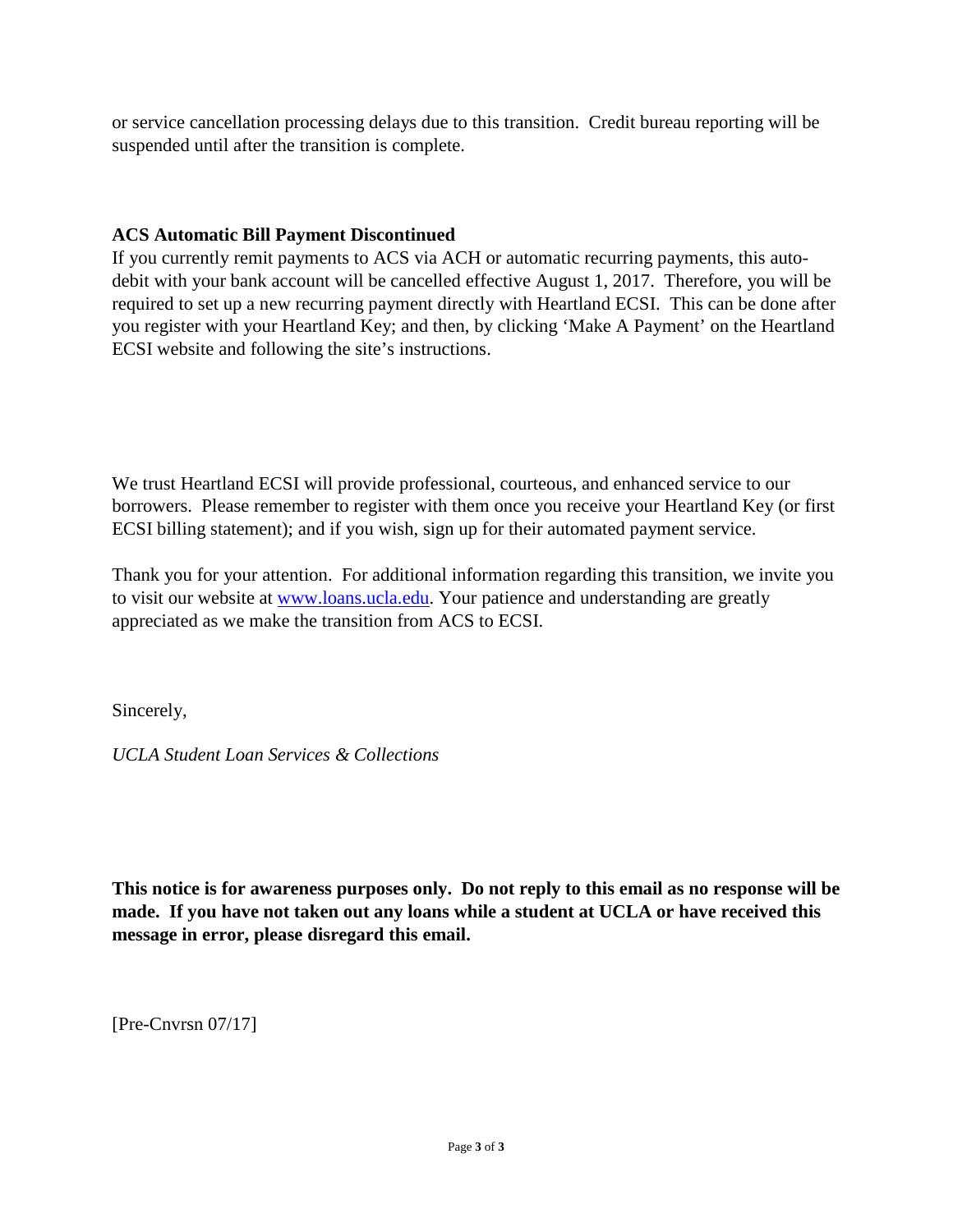or service cancellation processing delays due to this transition. Credit bureau reporting will be suspended until after the transition is complete.

**ACS Automatic Bill Payment Discontinued**

If you currently remit payments to ACS via ACH or automatic recurring payments, this auto-debit with your bank account will be cancelled effective August 1, 2017. Therefore, you will be required to set up a new recurring payment directly with Heartland ECSI. This can be done after you register with your Heartland Key; and then, by clicking 'Make A Payment' on the Heartland ECSI website and following the site's instructions.

We trust Heartland ECSI will provide professional, courteous, and enhanced service to our borrowers. Please remember to register with them once you receive your Heartland Key (or first ECSI billing statement); and if you wish, sign up for their automated payment service.

Thank you for your attention. For additional information regarding this transition, we invite you to visit our website at [www.loans.ucla.edu](http://www.loans.ucla.edu). Your patience and understanding are greatly appreciated as we make the transition from ACS to ECSI.

Sincerely,

*UCLA Student Loan Services & Collections*

**This notice is for awareness purposes only. Do not reply to this email as no response will be made. If you have not taken out any loans while a student at UCLA or have received this message in error, please disregard this email.**

[Pre-Cnvrsn 07/17]